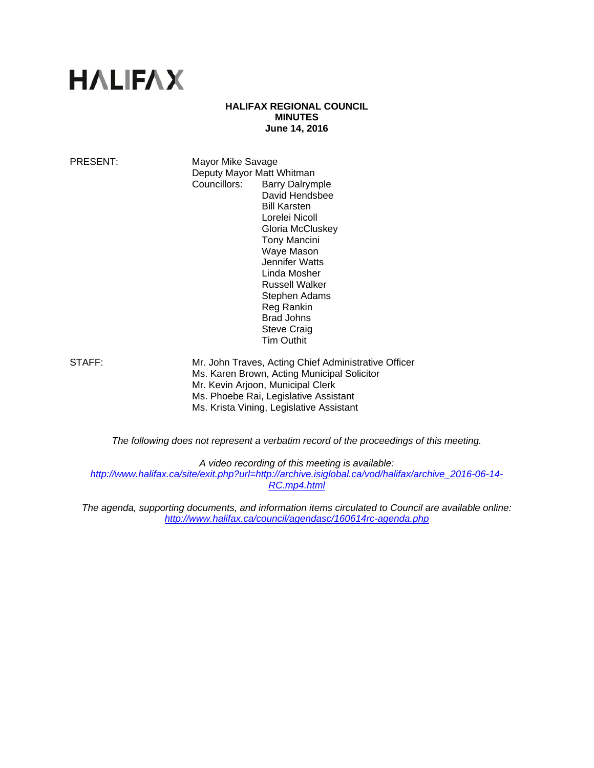# HALIFAX

**HALIFAX REGIONAL COUNCIL**
**MINUTES**
**June 14, 2016**

PRESENT: Mayor Mike Savage
Deputy Mayor Matt Whitman
Councillors: Barry Dalrymple
David Hendsbee
Bill Karsten
Lorelei Nicoll
Gloria McCluskey
Tony Mancini
Waye Mason
Jennifer Watts
Linda Mosher
Russell Walker
Stephen Adams
Reg Rankin
Brad Johns
Steve Craig
Tim Outhit

STAFF: Mr. John Traves, Acting Chief Administrative Officer
Ms. Karen Brown, Acting Municipal Solicitor
Mr. Kevin Arjoon, Municipal Clerk
Ms. Phoebe Rai, Legislative Assistant
Ms. Krista Vining, Legislative Assistant

*The following does not represent a verbatim record of the proceedings of this meeting.*

*A video recording of this meeting is available:*
*http://www.halifax.ca/site/exit.php?url=http://archive.isiglobal.ca/vod/halifax/archive_2016-06-14-RC.mp4.html*

*The agenda, supporting documents, and information items circulated to Council are available online:*
*http://www.halifax.ca/council/agendasc/160614rc-agenda.php*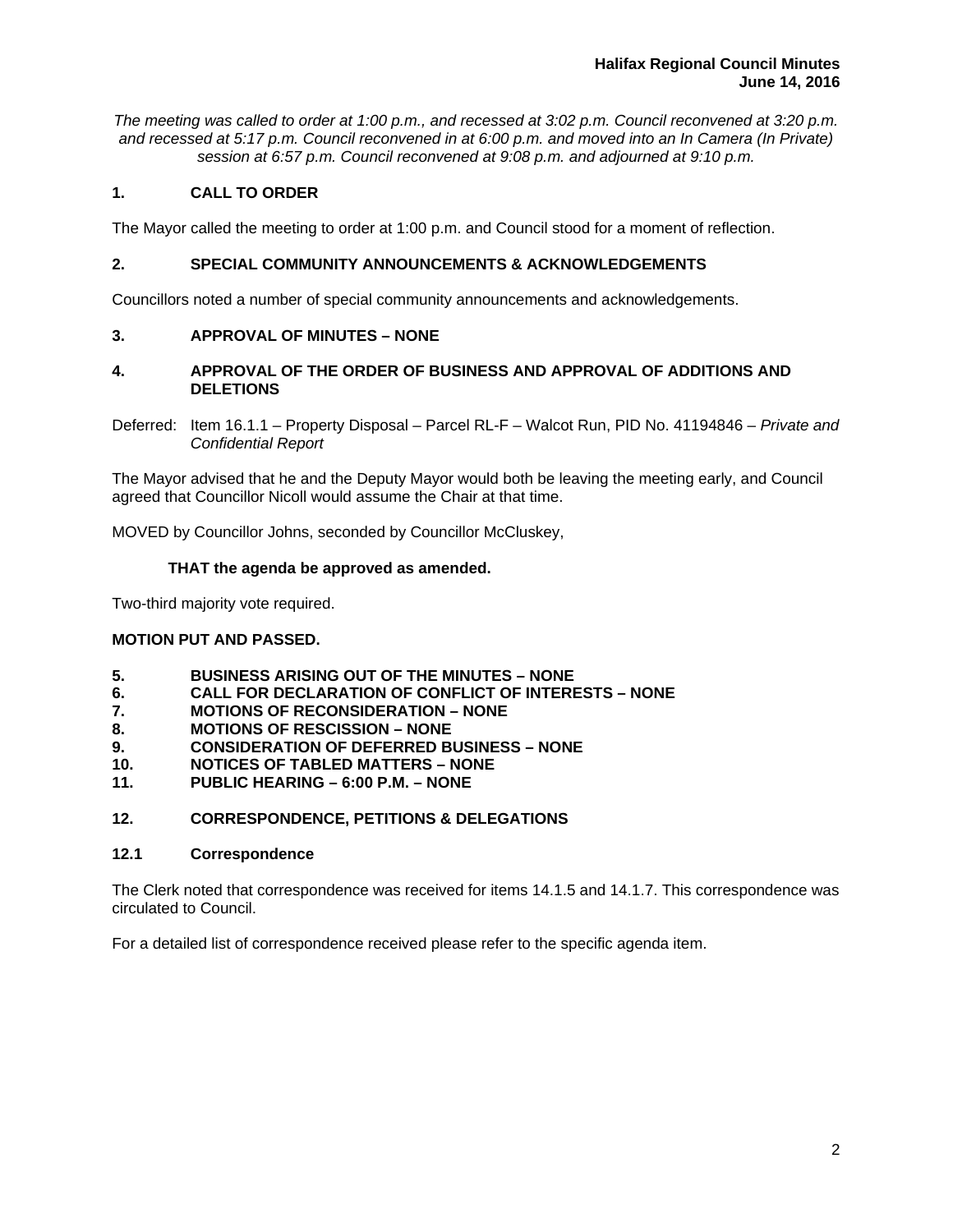*The meeting was called to order at 1:00 p.m., and recessed at 3:02 p.m. Council reconvened at 3:20 p.m. and recessed at 5:17 p.m. Council reconvened in at 6:00 p.m. and moved into an In Camera (In Private) session at 6:57 p.m. Council reconvened at 9:08 p.m. and adjourned at 9:10 p.m.*

## 1. CALL TO ORDER

The Mayor called the meeting to order at 1:00 p.m. and Council stood for a moment of reflection.

## 2. SPECIAL COMMUNITY ANNOUNCEMENTS & ACKNOWLEDGEMENTS

Councillors noted a number of special community announcements and acknowledgements.

## 3. APPROVAL OF MINUTES – NONE

## 4. APPROVAL OF THE ORDER OF BUSINESS AND APPROVAL OF ADDITIONS AND DELETIONS

Deferred: Item 16.1.1 – Property Disposal – Parcel RL-F – Walcot Run, PID No. 41194846 – *Private and Confidential Report*

The Mayor advised that he and the Deputy Mayor would both be leaving the meeting early, and Council agreed that Councillor Nicoll would assume the Chair at that time.

MOVED by Councillor Johns, seconded by Councillor McCluskey,

**THAT the agenda be approved as amended.**

Two-third majority vote required.

**MOTION PUT AND PASSED.**

## 5. BUSINESS ARISING OUT OF THE MINUTES – NONE
## 6. CALL FOR DECLARATION OF CONFLICT OF INTERESTS – NONE
## 7. MOTIONS OF RECONSIDERATION – NONE
## 8. MOTIONS OF RESCISSION – NONE
## 9. CONSIDERATION OF DEFERRED BUSINESS – NONE
## 10. NOTICES OF TABLED MATTERS – NONE
## 11. PUBLIC HEARING – 6:00 P.M. – NONE

## 12. CORRESPONDENCE, PETITIONS & DELEGATIONS

### 12.1 Correspondence

The Clerk noted that correspondence was received for items 14.1.5 and 14.1.7. This correspondence was circulated to Council.

For a detailed list of correspondence received please refer to the specific agenda item.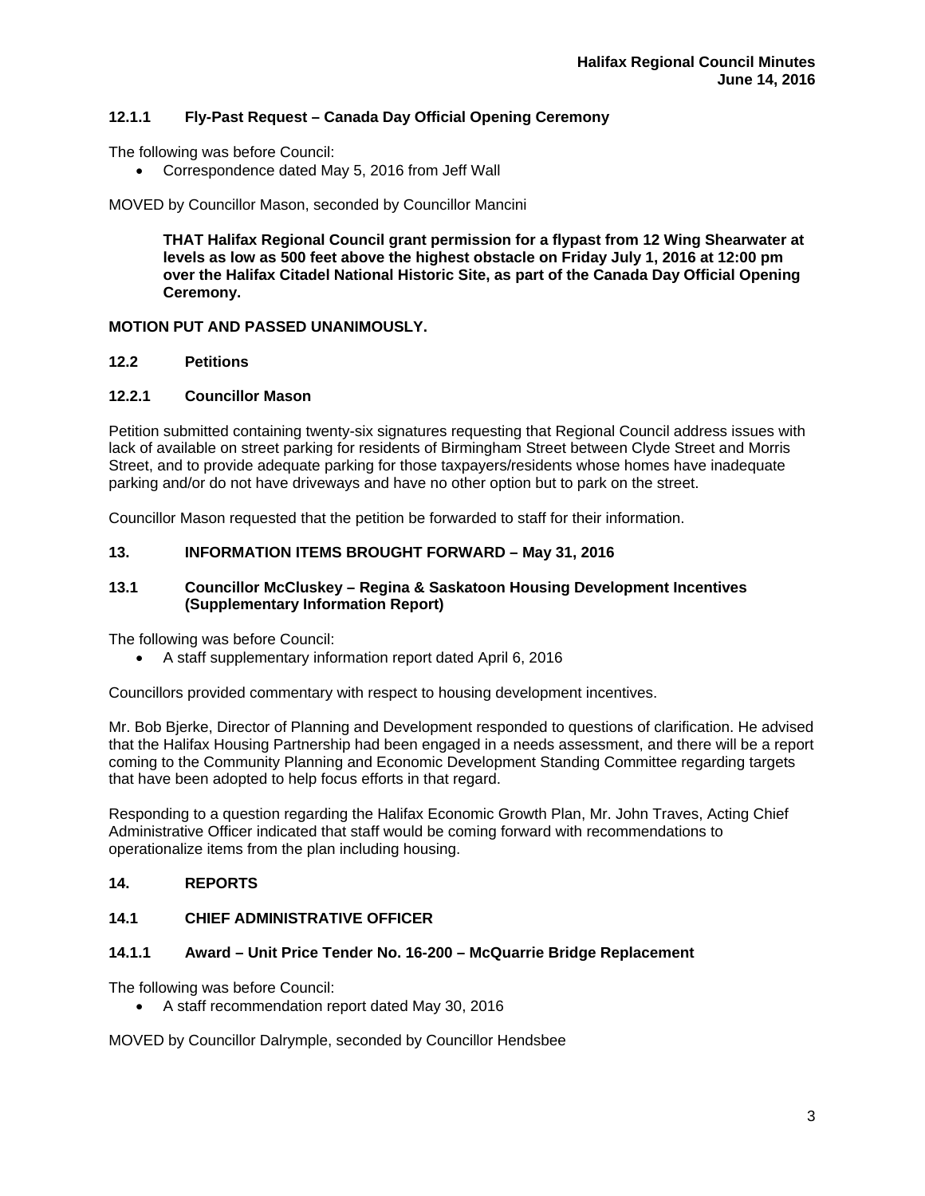### 12.1.1 Fly-Past Request – Canada Day Official Opening Ceremony

The following was before Council:

- Correspondence dated May 5, 2016 from Jeff Wall

MOVED by Councillor Mason, seconded by Councillor Mancini

> **THAT Halifax Regional Council grant permission for a flypast from 12 Wing Shearwater at levels as low as 500 feet above the highest obstacle on Friday July 1, 2016 at 12:00 pm over the Halifax Citadel National Historic Site, as part of the Canada Day Official Opening Ceremony.**

**MOTION PUT AND PASSED UNANIMOUSLY.**

### 12.2 Petitions

### 12.2.1 Councillor Mason

Petition submitted containing twenty-six signatures requesting that Regional Council address issues with lack of available on street parking for residents of Birmingham Street between Clyde Street and Morris Street, and to provide adequate parking for those taxpayers/residents whose homes have inadequate parking and/or do not have driveways and have no other option but to park on the street.

Councillor Mason requested that the petition be forwarded to staff for their information.

## 13. INFORMATION ITEMS BROUGHT FORWARD – May 31, 2016

### 13.1 Councillor McCluskey – Regina & Saskatoon Housing Development Incentives (Supplementary Information Report)

The following was before Council:

- A staff supplementary information report dated April 6, 2016

Councillors provided commentary with respect to housing development incentives.

Mr. Bob Bjerke, Director of Planning and Development responded to questions of clarification. He advised that the Halifax Housing Partnership had been engaged in a needs assessment, and there will be a report coming to the Community Planning and Economic Development Standing Committee regarding targets that have been adopted to help focus efforts in that regard.

Responding to a question regarding the Halifax Economic Growth Plan, Mr. John Traves, Acting Chief Administrative Officer indicated that staff would be coming forward with recommendations to operationalize items from the plan including housing.

## 14. REPORTS

### 14.1 CHIEF ADMINISTRATIVE OFFICER

### 14.1.1 Award – Unit Price Tender No. 16-200 – McQuarrie Bridge Replacement

The following was before Council:

- A staff recommendation report dated May 30, 2016

MOVED by Councillor Dalrymple, seconded by Councillor Hendsbee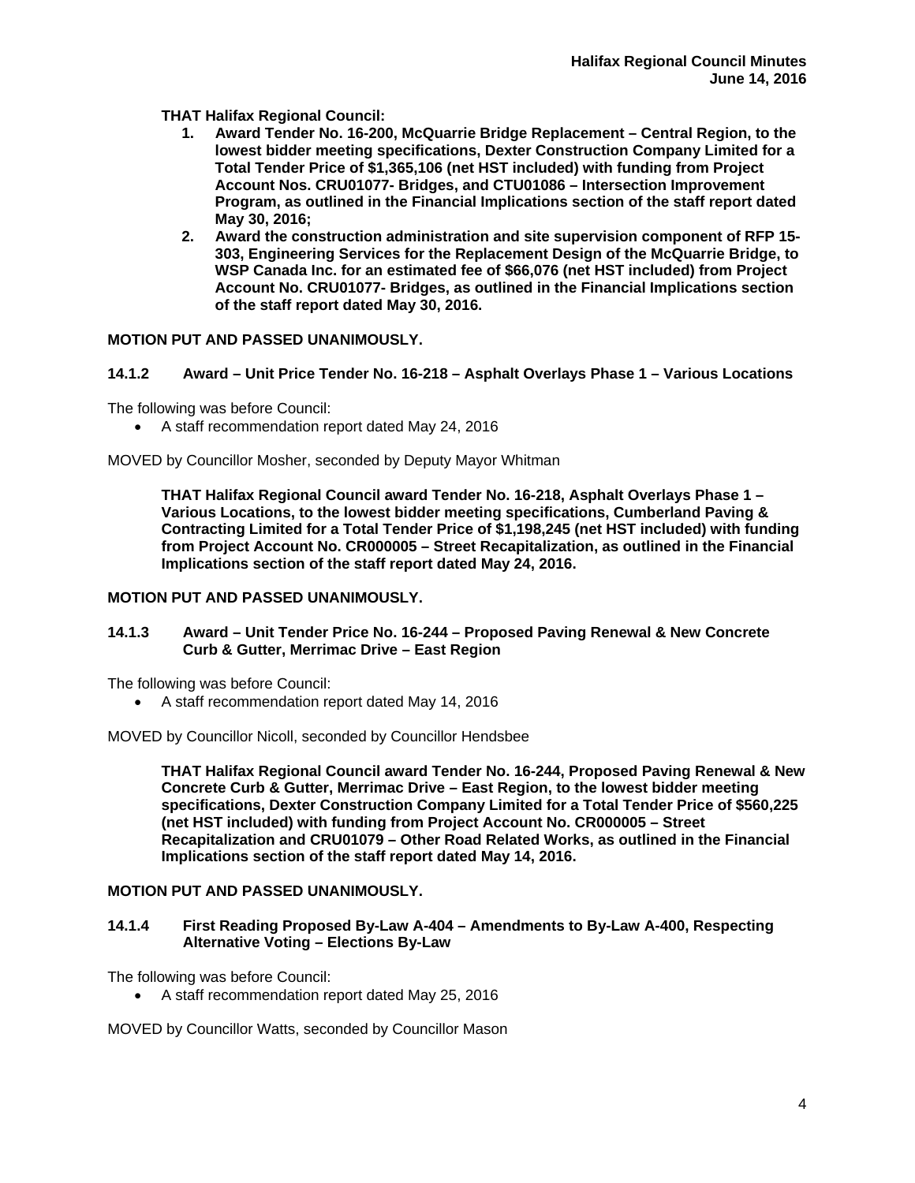**THAT Halifax Regional Council:**

1. **Award Tender No. 16-200, McQuarrie Bridge Replacement – Central Region, to the lowest bidder meeting specifications, Dexter Construction Company Limited for a Total Tender Price of $1,365,106 (net HST included) with funding from Project Account Nos. CRU01077- Bridges, and CTU01086 – Intersection Improvement Program, as outlined in the Financial Implications section of the staff report dated May 30, 2016;**
2. **Award the construction administration and site supervision component of RFP 15-303, Engineering Services for the Replacement Design of the McQuarrie Bridge, to WSP Canada Inc. for an estimated fee of $66,076 (net HST included) from Project Account No. CRU01077- Bridges, as outlined in the Financial Implications section of the staff report dated May 30, 2016.**

**MOTION PUT AND PASSED UNANIMOUSLY.**

### 14.1.2 Award – Unit Price Tender No. 16-218 – Asphalt Overlays Phase 1 – Various Locations

The following was before Council:

- A staff recommendation report dated May 24, 2016

MOVED by Councillor Mosher, seconded by Deputy Mayor Whitman

**THAT Halifax Regional Council award Tender No. 16-218, Asphalt Overlays Phase 1 – Various Locations, to the lowest bidder meeting specifications, Cumberland Paving & Contracting Limited for a Total Tender Price of $1,198,245 (net HST included) with funding from Project Account No. CR000005 – Street Recapitalization, as outlined in the Financial Implications section of the staff report dated May 24, 2016.**

**MOTION PUT AND PASSED UNANIMOUSLY.**

### 14.1.3 Award – Unit Tender Price No. 16-244 – Proposed Paving Renewal & New Concrete Curb & Gutter, Merrimac Drive – East Region

The following was before Council:

- A staff recommendation report dated May 14, 2016

MOVED by Councillor Nicoll, seconded by Councillor Hendsbee

**THAT Halifax Regional Council award Tender No. 16-244, Proposed Paving Renewal & New Concrete Curb & Gutter, Merrimac Drive – East Region, to the lowest bidder meeting specifications, Dexter Construction Company Limited for a Total Tender Price of $560,225 (net HST included) with funding from Project Account No. CR000005 – Street Recapitalization and CRU01079 – Other Road Related Works, as outlined in the Financial Implications section of the staff report dated May 14, 2016.**

**MOTION PUT AND PASSED UNANIMOUSLY.**

### 14.1.4 First Reading Proposed By-Law A-404 – Amendments to By-Law A-400, Respecting Alternative Voting – Elections By-Law

The following was before Council:

- A staff recommendation report dated May 25, 2016

MOVED by Councillor Watts, seconded by Councillor Mason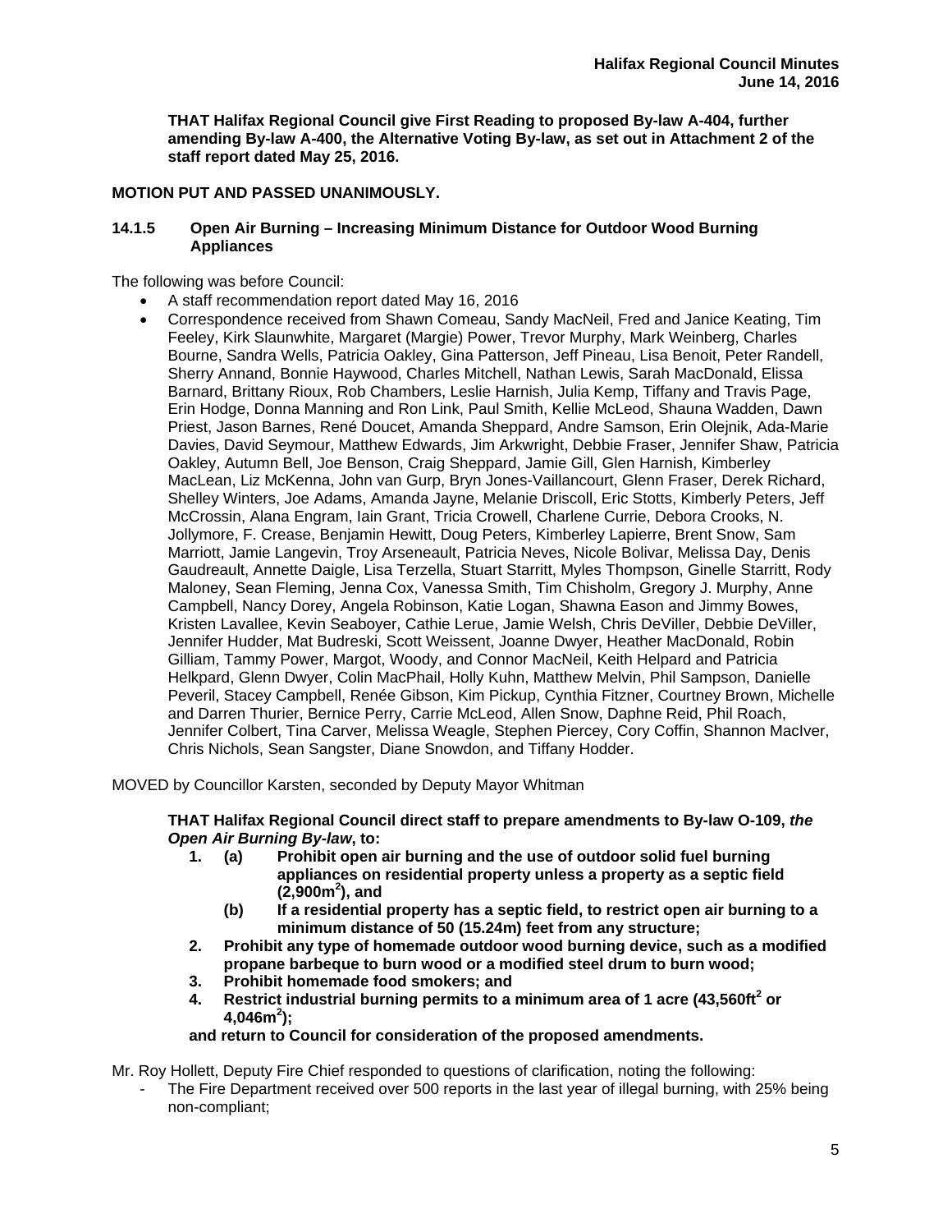**THAT Halifax Regional Council give First Reading to proposed By-law A-404, further amending By-law A-400, the Alternative Voting By-law, as set out in Attachment 2 of the staff report dated May 25, 2016.**

**MOTION PUT AND PASSED UNANIMOUSLY.**

### 14.1.5 Open Air Burning – Increasing Minimum Distance for Outdoor Wood Burning Appliances

The following was before Council:

- A staff recommendation report dated May 16, 2016
- Correspondence received from Shawn Comeau, Sandy MacNeil, Fred and Janice Keating, Tim Feeley, Kirk Slaunwhite, Margaret (Margie) Power, Trevor Murphy, Mark Weinberg, Charles Bourne, Sandra Wells, Patricia Oakley, Gina Patterson, Jeff Pineau, Lisa Benoit, Peter Randell, Sherry Annand, Bonnie Haywood, Charles Mitchell, Nathan Lewis, Sarah MacDonald, Elissa Barnard, Brittany Rioux, Rob Chambers, Leslie Harnish, Julia Kemp, Tiffany and Travis Page, Erin Hodge, Donna Manning and Ron Link, Paul Smith, Kellie McLeod, Shauna Wadden, Dawn Priest, Jason Barnes, René Doucet, Amanda Sheppard, Andre Samson, Erin Olejnik, Ada-Marie Davies, David Seymour, Matthew Edwards, Jim Arkwright, Debbie Fraser, Jennifer Shaw, Patricia Oakley, Autumn Bell, Joe Benson, Craig Sheppard, Jamie Gill, Glen Harnish, Kimberley MacLean, Liz McKenna, John van Gurp, Bryn Jones-Vaillancourt, Glenn Fraser, Derek Richard, Shelley Winters, Joe Adams, Amanda Jayne, Melanie Driscoll, Eric Stotts, Kimberly Peters, Jeff McCrossin, Alana Engram, Iain Grant, Tricia Crowell, Charlene Currie, Debora Crooks, N. Jollymore, F. Crease, Benjamin Hewitt, Doug Peters, Kimberley Lapierre, Brent Snow, Sam Marriott, Jamie Langevin, Troy Arseneault, Patricia Neves, Nicole Bolivar, Melissa Day, Denis Gaudreault, Annette Daigle, Lisa Terzella, Stuart Starritt, Myles Thompson, Ginelle Starritt, Rody Maloney, Sean Fleming, Jenna Cox, Vanessa Smith, Tim Chisholm, Gregory J. Murphy, Anne Campbell, Nancy Dorey, Angela Robinson, Katie Logan, Shawna Eason and Jimmy Bowes, Kristen Lavallee, Kevin Seaboyer, Cathie Lerue, Jamie Welsh, Chris DeViller, Debbie DeViller, Jennifer Hudder, Mat Budreski, Scott Weissent, Joanne Dwyer, Heather MacDonald, Robin Gilliam, Tammy Power, Margot, Woody, and Connor MacNeil, Keith Helpard and Patricia Helkpard, Glenn Dwyer, Colin MacPhail, Holly Kuhn, Matthew Melvin, Phil Sampson, Danielle Peveril, Stacey Campbell, Renée Gibson, Kim Pickup, Cynthia Fitzner, Courtney Brown, Michelle and Darren Thurier, Bernice Perry, Carrie McLeod, Allen Snow, Daphne Reid, Phil Roach, Jennifer Colbert, Tina Carver, Melissa Weagle, Stephen Piercey, Cory Coffin, Shannon MacIver, Chris Nichols, Sean Sangster, Diane Snowdon, and Tiffany Hodder.

MOVED by Councillor Karsten, seconded by Deputy Mayor Whitman

**THAT Halifax Regional Council direct staff to prepare amendments to By-law O-109, *the Open Air Burning By-law*, to:**

1. **(a) Prohibit open air burning and the use of outdoor solid fuel burning appliances on residential property unless a property as a septic field (2,900m$^2$), and**
   **(b) If a residential property has a septic field, to restrict open air burning to a minimum distance of 50 (15.24m) feet from any structure;**
2. **Prohibit any type of homemade outdoor wood burning device, such as a modified propane barbeque to burn wood or a modified steel drum to burn wood;**
3. **Prohibit homemade food smokers; and**
4. **Restrict industrial burning permits to a minimum area of 1 acre (43,560ft$^2$ or 4,046m$^2$);**

**and return to Council for consideration of the proposed amendments.**

Mr. Roy Hollett, Deputy Fire Chief responded to questions of clarification, noting the following:

- The Fire Department received over 500 reports in the last year of illegal burning, with 25% being non-compliant;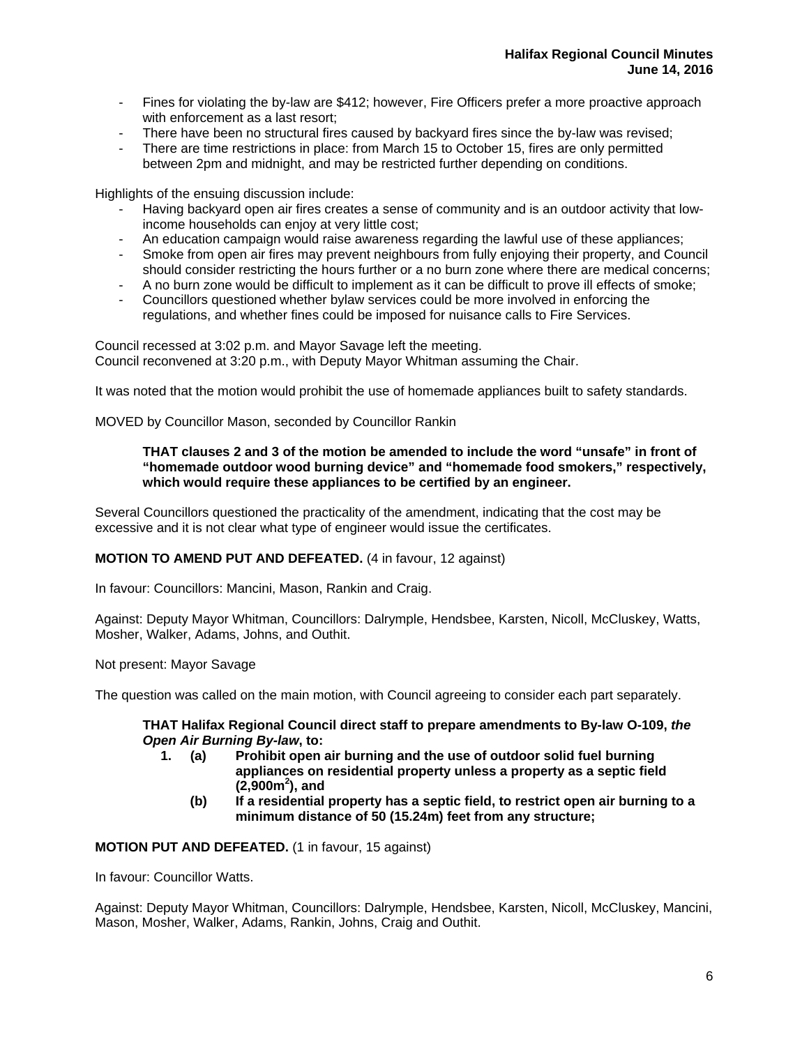- Fines for violating the by-law are $412; however, Fire Officers prefer a more proactive approach with enforcement as a last resort;
- There have been no structural fires caused by backyard fires since the by-law was revised;
- There are time restrictions in place: from March 15 to October 15, fires are only permitted between 2pm and midnight, and may be restricted further depending on conditions.

Highlights of the ensuing discussion include:

- Having backyard open air fires creates a sense of community and is an outdoor activity that low-income households can enjoy at very little cost;
- An education campaign would raise awareness regarding the lawful use of these appliances;
- Smoke from open air fires may prevent neighbours from fully enjoying their property, and Council should consider restricting the hours further or a no burn zone where there are medical concerns;
- A no burn zone would be difficult to implement as it can be difficult to prove ill effects of smoke;
- Councillors questioned whether bylaw services could be more involved in enforcing the regulations, and whether fines could be imposed for nuisance calls to Fire Services.

Council recessed at 3:02 p.m. and Mayor Savage left the meeting.
Council reconvened at 3:20 p.m., with Deputy Mayor Whitman assuming the Chair.

It was noted that the motion would prohibit the use of homemade appliances built to safety standards.

MOVED by Councillor Mason, seconded by Councillor Rankin

> **THAT clauses 2 and 3 of the motion be amended to include the word "unsafe" in front of "homemade outdoor wood burning device" and "homemade food smokers," respectively, which would require these appliances to be certified by an engineer.**

Several Councillors questioned the practicality of the amendment, indicating that the cost may be excessive and it is not clear what type of engineer would issue the certificates.

**MOTION TO AMEND PUT AND DEFEATED.** (4 in favour, 12 against)

In favour: Councillors: Mancini, Mason, Rankin and Craig.

Against: Deputy Mayor Whitman, Councillors: Dalrymple, Hendsbee, Karsten, Nicoll, McCluskey, Watts, Mosher, Walker, Adams, Johns, and Outhit.

Not present: Mayor Savage

The question was called on the main motion, with Council agreeing to consider each part separately.

> **THAT Halifax Regional Council direct staff to prepare amendments to By-law O-109, *the Open Air Burning By-law*, to:**
>
> **1. (a) Prohibit open air burning and the use of outdoor solid fuel burning appliances on residential property unless a property as a septic field (2,900m$^2$), and**
>
> **(b) If a residential property has a septic field, to restrict open air burning to a minimum distance of 50 (15.24m) feet from any structure;**

**MOTION PUT AND DEFEATED.** (1 in favour, 15 against)

In favour: Councillor Watts.

Against: Deputy Mayor Whitman, Councillors: Dalrymple, Hendsbee, Karsten, Nicoll, McCluskey, Mancini, Mason, Mosher, Walker, Adams, Rankin, Johns, Craig and Outhit.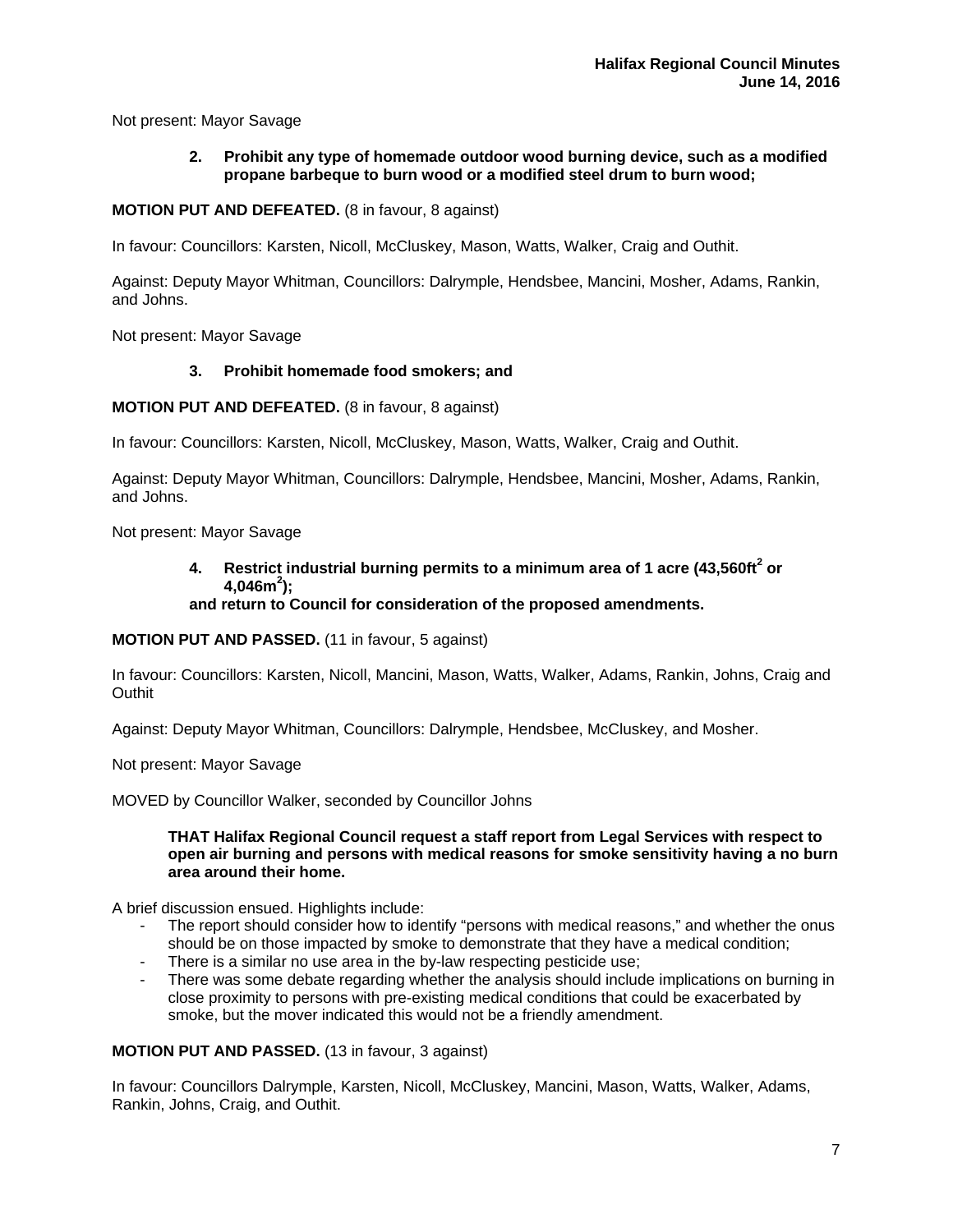Not present: Mayor Savage

> **2. Prohibit any type of homemade outdoor wood burning device, such as a modified propane barbeque to burn wood or a modified steel drum to burn wood;**

**MOTION PUT AND DEFEATED.** (8 in favour, 8 against)

In favour: Councillors: Karsten, Nicoll, McCluskey, Mason, Watts, Walker, Craig and Outhit.

Against: Deputy Mayor Whitman, Councillors: Dalrymple, Hendsbee, Mancini, Mosher, Adams, Rankin, and Johns.

Not present: Mayor Savage

> **3. Prohibit homemade food smokers; and**

**MOTION PUT AND DEFEATED.** (8 in favour, 8 against)

In favour: Councillors: Karsten, Nicoll, McCluskey, Mason, Watts, Walker, Craig and Outhit.

Against: Deputy Mayor Whitman, Councillors: Dalrymple, Hendsbee, Mancini, Mosher, Adams, Rankin, and Johns.

Not present: Mayor Savage

> **4. Restrict industrial burning permits to a minimum area of 1 acre (43,560ft$^2$ or 4,046m$^2$);**
> **and return to Council for consideration of the proposed amendments.**

**MOTION PUT AND PASSED.** (11 in favour, 5 against)

In favour: Councillors: Karsten, Nicoll, Mancini, Mason, Watts, Walker, Adams, Rankin, Johns, Craig and Outhit

Against: Deputy Mayor Whitman, Councillors: Dalrymple, Hendsbee, McCluskey, and Mosher.

Not present: Mayor Savage

MOVED by Councillor Walker, seconded by Councillor Johns

> **THAT Halifax Regional Council request a staff report from Legal Services with respect to open air burning and persons with medical reasons for smoke sensitivity having a no burn area around their home.**

A brief discussion ensued. Highlights include:

- The report should consider how to identify "persons with medical reasons," and whether the onus should be on those impacted by smoke to demonstrate that they have a medical condition;
- There is a similar no use area in the by-law respecting pesticide use;
- There was some debate regarding whether the analysis should include implications on burning in close proximity to persons with pre-existing medical conditions that could be exacerbated by smoke, but the mover indicated this would not be a friendly amendment.

**MOTION PUT AND PASSED.** (13 in favour, 3 against)

In favour: Councillors Dalrymple, Karsten, Nicoll, McCluskey, Mancini, Mason, Watts, Walker, Adams, Rankin, Johns, Craig, and Outhit.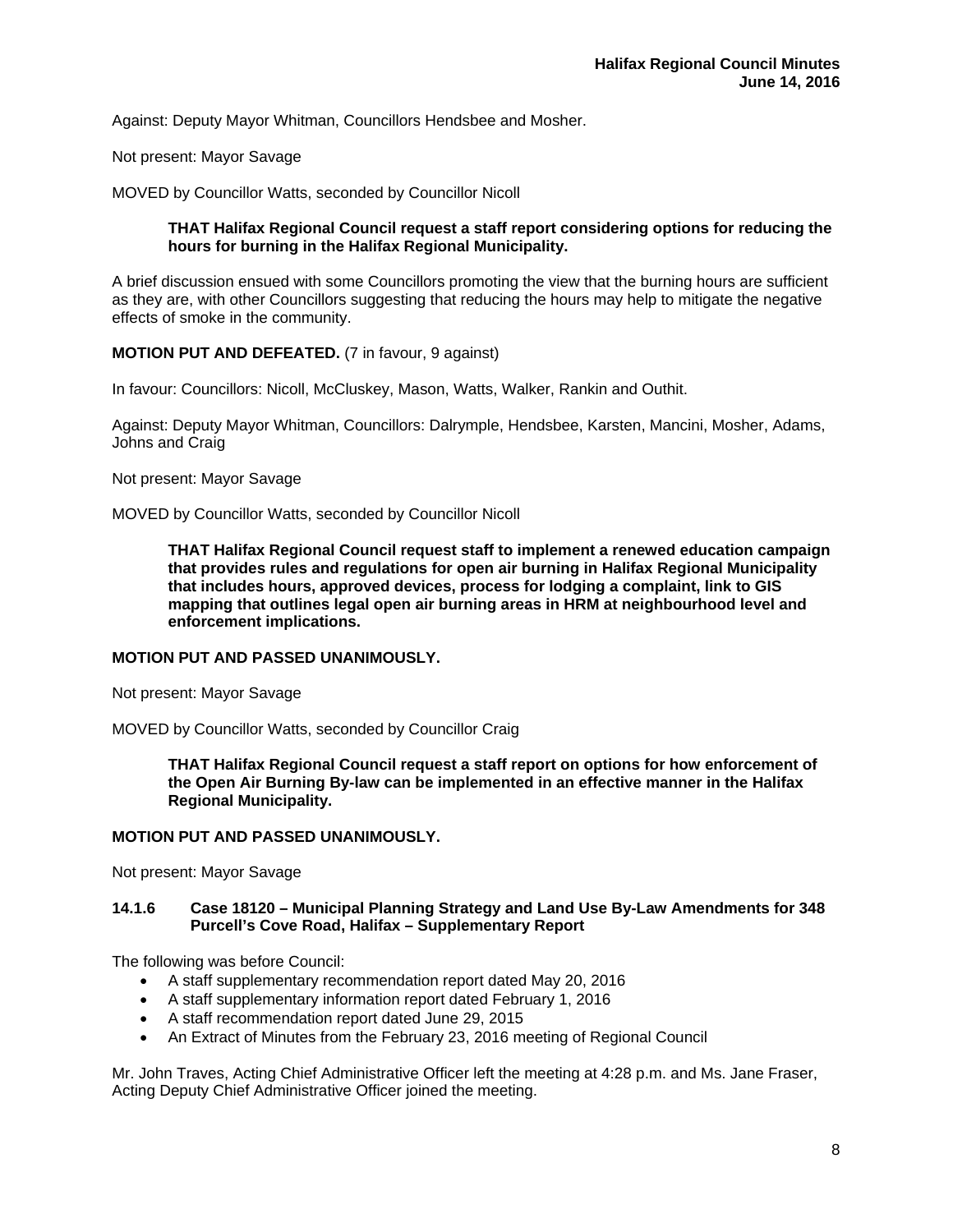Against: Deputy Mayor Whitman, Councillors Hendsbee and Mosher.

Not present: Mayor Savage

MOVED by Councillor Watts, seconded by Councillor Nicoll

> **THAT Halifax Regional Council request a staff report considering options for reducing the hours for burning in the Halifax Regional Municipality.**

A brief discussion ensued with some Councillors promoting the view that the burning hours are sufficient as they are, with other Councillors suggesting that reducing the hours may help to mitigate the negative effects of smoke in the community.

**MOTION PUT AND DEFEATED.** (7 in favour, 9 against)

In favour: Councillors: Nicoll, McCluskey, Mason, Watts, Walker, Rankin and Outhit.

Against: Deputy Mayor Whitman, Councillors: Dalrymple, Hendsbee, Karsten, Mancini, Mosher, Adams, Johns and Craig

Not present: Mayor Savage

MOVED by Councillor Watts, seconded by Councillor Nicoll

> **THAT Halifax Regional Council request staff to implement a renewed education campaign that provides rules and regulations for open air burning in Halifax Regional Municipality that includes hours, approved devices, process for lodging a complaint, link to GIS mapping that outlines legal open air burning areas in HRM at neighbourhood level and enforcement implications.**

**MOTION PUT AND PASSED UNANIMOUSLY.**

Not present: Mayor Savage

MOVED by Councillor Watts, seconded by Councillor Craig

> **THAT Halifax Regional Council request a staff report on options for how enforcement of the Open Air Burning By-law can be implemented in an effective manner in the Halifax Regional Municipality.**

**MOTION PUT AND PASSED UNANIMOUSLY.**

Not present: Mayor Savage

### 14.1.6 Case 18120 – Municipal Planning Strategy and Land Use By-Law Amendments for 348 Purcell's Cove Road, Halifax – Supplementary Report

The following was before Council:

- A staff supplementary recommendation report dated May 20, 2016
- A staff supplementary information report dated February 1, 2016
- A staff recommendation report dated June 29, 2015
- An Extract of Minutes from the February 23, 2016 meeting of Regional Council

Mr. John Traves, Acting Chief Administrative Officer left the meeting at 4:28 p.m. and Ms. Jane Fraser, Acting Deputy Chief Administrative Officer joined the meeting.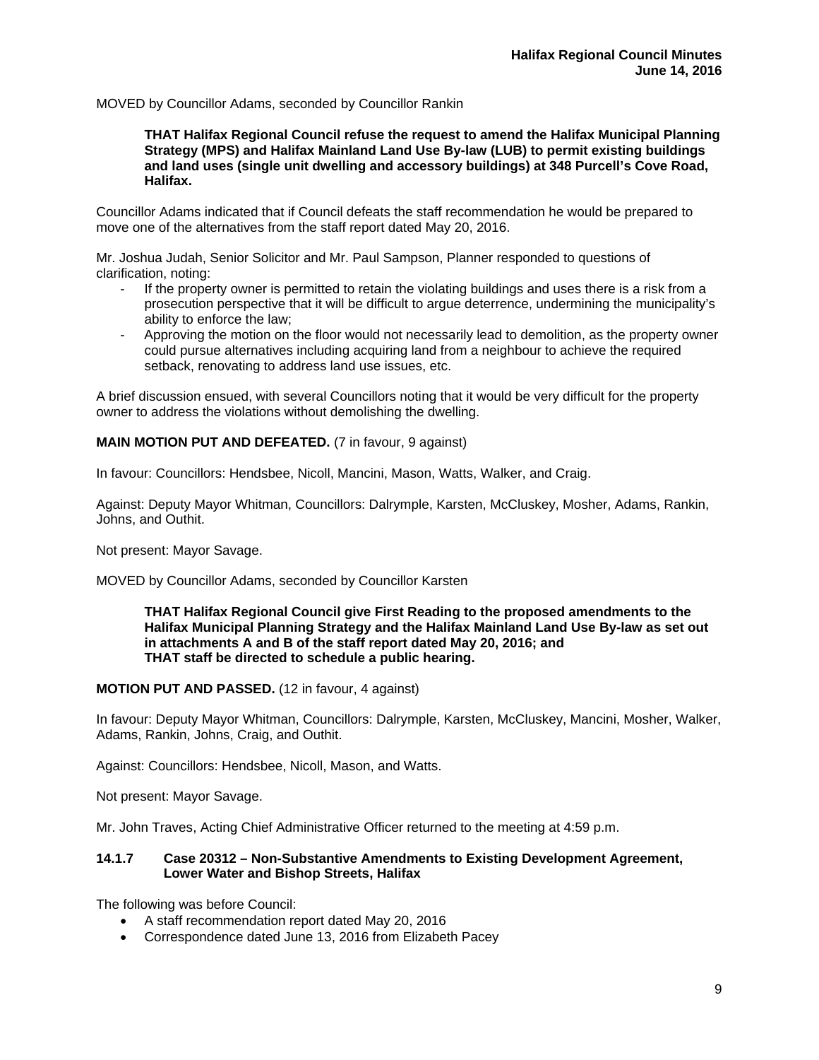MOVED by Councillor Adams, seconded by Councillor Rankin

> **THAT Halifax Regional Council refuse the request to amend the Halifax Municipal Planning Strategy (MPS) and Halifax Mainland Land Use By-law (LUB) to permit existing buildings and land uses (single unit dwelling and accessory buildings) at 348 Purcell's Cove Road, Halifax.**

Councillor Adams indicated that if Council defeats the staff recommendation he would be prepared to move one of the alternatives from the staff report dated May 20, 2016.

Mr. Joshua Judah, Senior Solicitor and Mr. Paul Sampson, Planner responded to questions of clarification, noting:

- If the property owner is permitted to retain the violating buildings and uses there is a risk from a prosecution perspective that it will be difficult to argue deterrence, undermining the municipality's ability to enforce the law;
- Approving the motion on the floor would not necessarily lead to demolition, as the property owner could pursue alternatives including acquiring land from a neighbour to achieve the required setback, renovating to address land use issues, etc.

A brief discussion ensued, with several Councillors noting that it would be very difficult for the property owner to address the violations without demolishing the dwelling.

**MAIN MOTION PUT AND DEFEATED.** (7 in favour, 9 against)

In favour: Councillors: Hendsbee, Nicoll, Mancini, Mason, Watts, Walker, and Craig.

Against: Deputy Mayor Whitman, Councillors: Dalrymple, Karsten, McCluskey, Mosher, Adams, Rankin, Johns, and Outhit.

Not present: Mayor Savage.

MOVED by Councillor Adams, seconded by Councillor Karsten

> **THAT Halifax Regional Council give First Reading to the proposed amendments to the Halifax Municipal Planning Strategy and the Halifax Mainland Land Use By-law as set out in attachments A and B of the staff report dated May 20, 2016; and**
> **THAT staff be directed to schedule a public hearing.**

**MOTION PUT AND PASSED.** (12 in favour, 4 against)

In favour: Deputy Mayor Whitman, Councillors: Dalrymple, Karsten, McCluskey, Mancini, Mosher, Walker, Adams, Rankin, Johns, Craig, and Outhit.

Against: Councillors: Hendsbee, Nicoll, Mason, and Watts.

Not present: Mayor Savage.

Mr. John Traves, Acting Chief Administrative Officer returned to the meeting at 4:59 p.m.

### 14.1.7 Case 20312 – Non-Substantive Amendments to Existing Development Agreement, Lower Water and Bishop Streets, Halifax

The following was before Council:

- A staff recommendation report dated May 20, 2016
- Correspondence dated June 13, 2016 from Elizabeth Pacey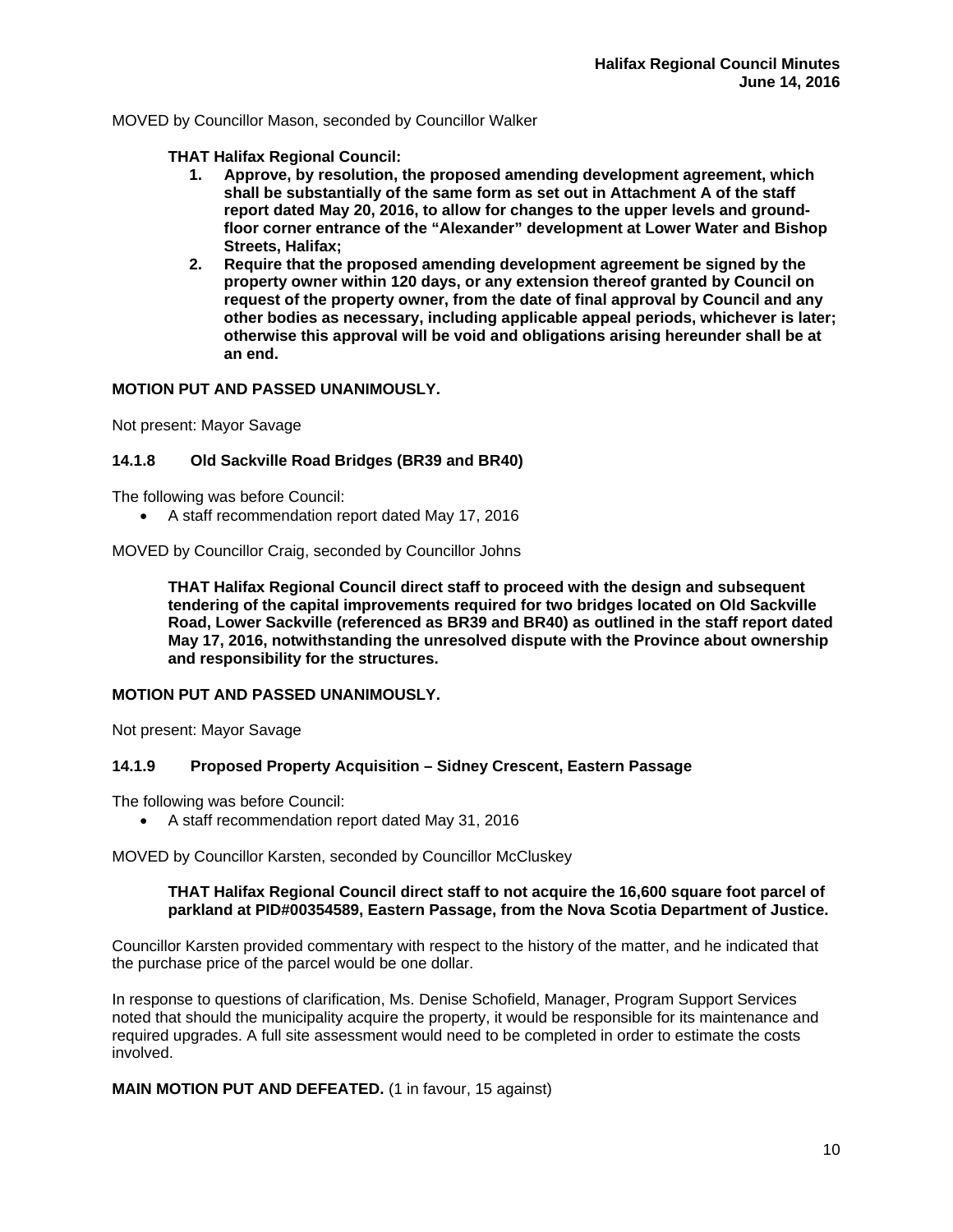MOVED by Councillor Mason, seconded by Councillor Walker

**THAT Halifax Regional Council:**

1. **Approve, by resolution, the proposed amending development agreement, which shall be substantially of the same form as set out in Attachment A of the staff report dated May 20, 2016, to allow for changes to the upper levels and ground-floor corner entrance of the "Alexander" development at Lower Water and Bishop Streets, Halifax;**
2. **Require that the proposed amending development agreement be signed by the property owner within 120 days, or any extension thereof granted by Council on request of the property owner, from the date of final approval by Council and any other bodies as necessary, including applicable appeal periods, whichever is later; otherwise this approval will be void and obligations arising hereunder shall be at an end.**

**MOTION PUT AND PASSED UNANIMOUSLY.**

Not present: Mayor Savage

### 14.1.8 Old Sackville Road Bridges (BR39 and BR40)

The following was before Council:

- A staff recommendation report dated May 17, 2016

MOVED by Councillor Craig, seconded by Councillor Johns

**THAT Halifax Regional Council direct staff to proceed with the design and subsequent tendering of the capital improvements required for two bridges located on Old Sackville Road, Lower Sackville (referenced as BR39 and BR40) as outlined in the staff report dated May 17, 2016, notwithstanding the unresolved dispute with the Province about ownership and responsibility for the structures.**

**MOTION PUT AND PASSED UNANIMOUSLY.**

Not present: Mayor Savage

### 14.1.9 Proposed Property Acquisition – Sidney Crescent, Eastern Passage

The following was before Council:

- A staff recommendation report dated May 31, 2016

MOVED by Councillor Karsten, seconded by Councillor McCluskey

**THAT Halifax Regional Council direct staff to not acquire the 16,600 square foot parcel of parkland at PID#00354589, Eastern Passage, from the Nova Scotia Department of Justice.**

Councillor Karsten provided commentary with respect to the history of the matter, and he indicated that the purchase price of the parcel would be one dollar.

In response to questions of clarification, Ms. Denise Schofield, Manager, Program Support Services noted that should the municipality acquire the property, it would be responsible for its maintenance and required upgrades. A full site assessment would need to be completed in order to estimate the costs involved.

**MAIN MOTION PUT AND DEFEATED.** (1 in favour, 15 against)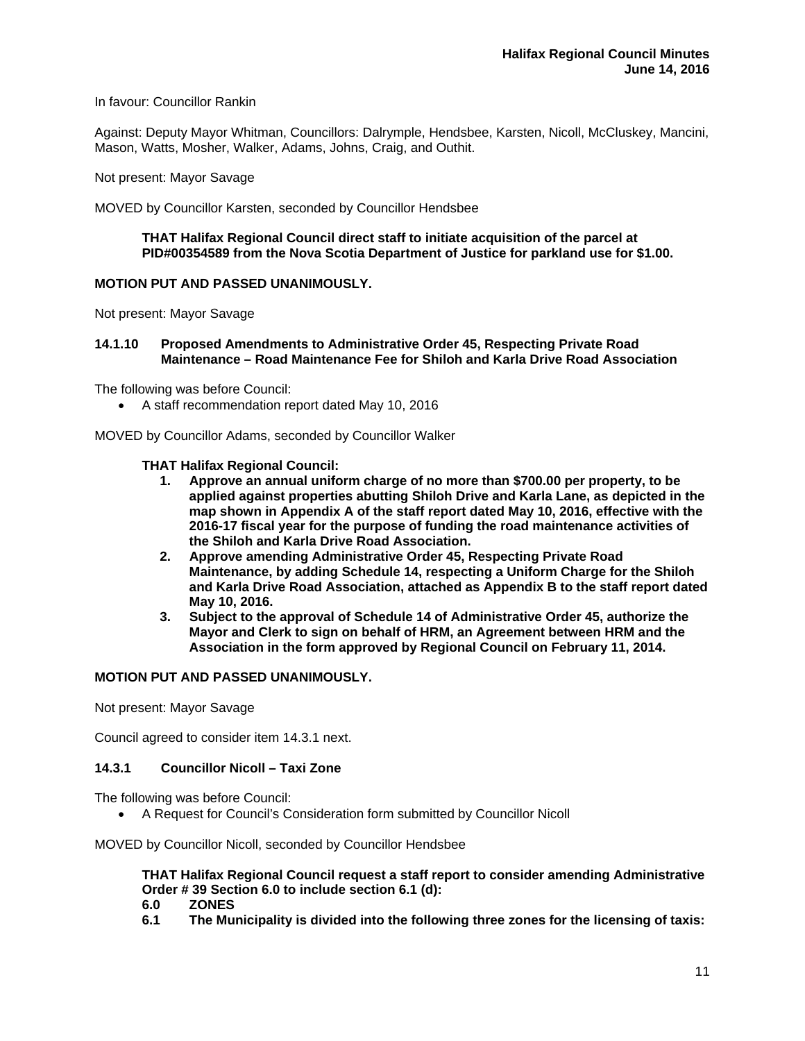In favour: Councillor Rankin

Against: Deputy Mayor Whitman, Councillors: Dalrymple, Hendsbee, Karsten, Nicoll, McCluskey, Mancini, Mason, Watts, Mosher, Walker, Adams, Johns, Craig, and Outhit.

Not present: Mayor Savage

MOVED by Councillor Karsten, seconded by Councillor Hendsbee

> **THAT Halifax Regional Council direct staff to initiate acquisition of the parcel at PID#00354589 from the Nova Scotia Department of Justice for parkland use for $1.00.**

**MOTION PUT AND PASSED UNANIMOUSLY.**

Not present: Mayor Savage

### 14.1.10 Proposed Amendments to Administrative Order 45, Respecting Private Road Maintenance – Road Maintenance Fee for Shiloh and Karla Drive Road Association

The following was before Council:

- A staff recommendation report dated May 10, 2016

MOVED by Councillor Adams, seconded by Councillor Walker

> **THAT Halifax Regional Council:**
>
> 1. **Approve an annual uniform charge of no more than $700.00 per property, to be applied against properties abutting Shiloh Drive and Karla Lane, as depicted in the map shown in Appendix A of the staff report dated May 10, 2016, effective with the 2016-17 fiscal year for the purpose of funding the road maintenance activities of the Shiloh and Karla Drive Road Association.**
> 2. **Approve amending Administrative Order 45, Respecting Private Road Maintenance, by adding Schedule 14, respecting a Uniform Charge for the Shiloh and Karla Drive Road Association, attached as Appendix B to the staff report dated May 10, 2016.**
> 3. **Subject to the approval of Schedule 14 of Administrative Order 45, authorize the Mayor and Clerk to sign on behalf of HRM, an Agreement between HRM and the Association in the form approved by Regional Council on February 11, 2014.**

**MOTION PUT AND PASSED UNANIMOUSLY.**

Not present: Mayor Savage

Council agreed to consider item 14.3.1 next.

### 14.3.1 Councillor Nicoll – Taxi Zone

The following was before Council:

- A Request for Council's Consideration form submitted by Councillor Nicoll

MOVED by Councillor Nicoll, seconded by Councillor Hendsbee

> **THAT Halifax Regional Council request a staff report to consider amending Administrative Order # 39 Section 6.0 to include section 6.1 (d):**
>
> **6.0 ZONES**
>
> **6.1 The Municipality is divided into the following three zones for the licensing of taxis:**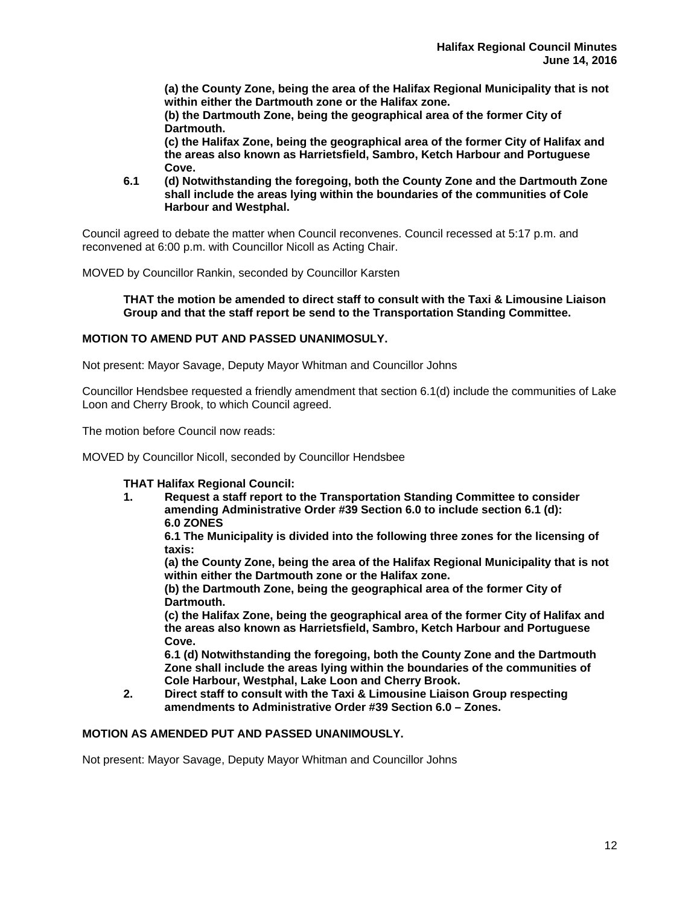**(a) the County Zone, being the area of the Halifax Regional Municipality that is not within either the Dartmouth zone or the Halifax zone.**
**(b) the Dartmouth Zone, being the geographical area of the former City of Dartmouth.**
**(c) the Halifax Zone, being the geographical area of the former City of Halifax and the areas also known as Harrietsfield, Sambro, Ketch Harbour and Portuguese Cove.**
**6.1 (d) Notwithstanding the foregoing, both the County Zone and the Dartmouth Zone shall include the areas lying within the boundaries of the communities of Cole Harbour and Westphal.**

Council agreed to debate the matter when Council reconvenes. Council recessed at 5:17 p.m. and reconvened at 6:00 p.m. with Councillor Nicoll as Acting Chair.

MOVED by Councillor Rankin, seconded by Councillor Karsten

**THAT the motion be amended to direct staff to consult with the Taxi & Limousine Liaison Group and that the staff report be send to the Transportation Standing Committee.**

**MOTION TO AMEND PUT AND PASSED UNANIMOSULY.**

Not present: Mayor Savage, Deputy Mayor Whitman and Councillor Johns

Councillor Hendsbee requested a friendly amendment that section 6.1(d) include the communities of Lake Loon and Cherry Brook, to which Council agreed.

The motion before Council now reads:

MOVED by Councillor Nicoll, seconded by Councillor Hendsbee

**THAT Halifax Regional Council:**

1. **Request a staff report to the Transportation Standing Committee to consider amending Administrative Order #39 Section 6.0 to include section 6.1 (d):**
   **6.0 ZONES**
   **6.1 The Municipality is divided into the following three zones for the licensing of taxis:**
   **(a) the County Zone, being the area of the Halifax Regional Municipality that is not within either the Dartmouth zone or the Halifax zone.**
   **(b) the Dartmouth Zone, being the geographical area of the former City of Dartmouth.**
   **(c) the Halifax Zone, being the geographical area of the former City of Halifax and the areas also known as Harrietsfield, Sambro, Ketch Harbour and Portuguese Cove.**
   **6.1 (d) Notwithstanding the foregoing, both the County Zone and the Dartmouth Zone shall include the areas lying within the boundaries of the communities of Cole Harbour, Westphal, Lake Loon and Cherry Brook.**
2. **Direct staff to consult with the Taxi & Limousine Liaison Group respecting amendments to Administrative Order #39 Section 6.0 – Zones.**

**MOTION AS AMENDED PUT AND PASSED UNANIMOUSLY.**

Not present: Mayor Savage, Deputy Mayor Whitman and Councillor Johns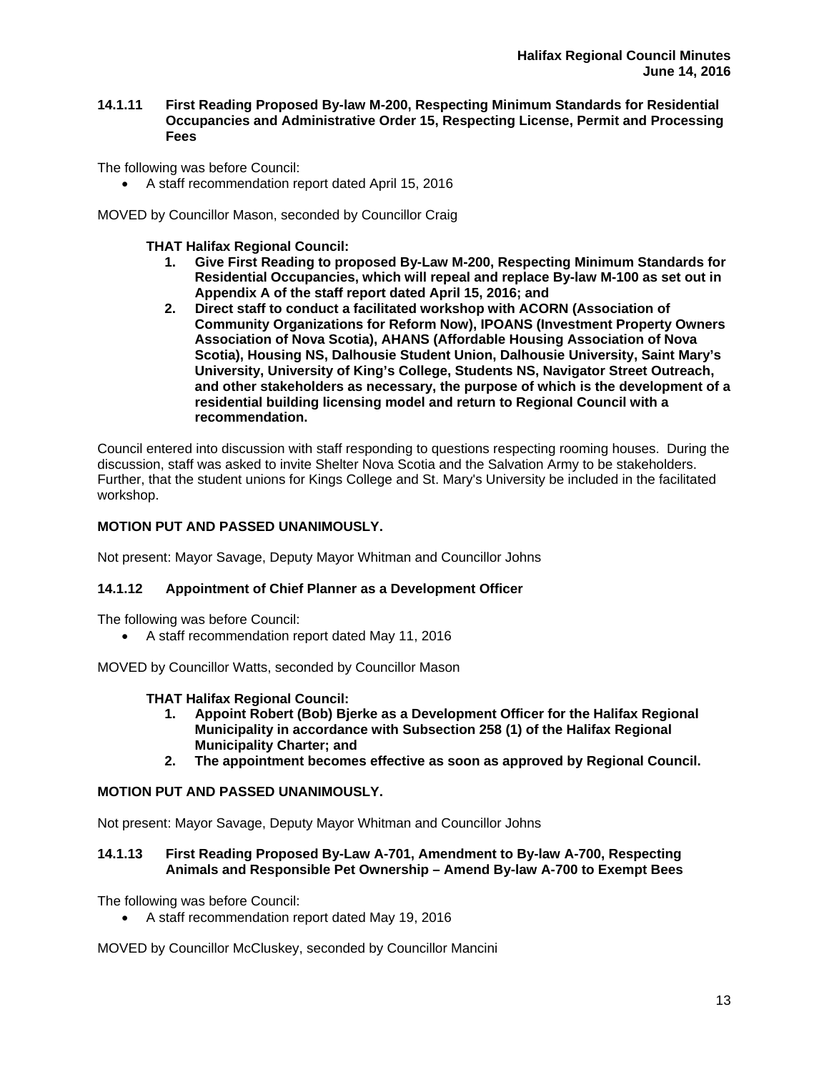### 14.1.11 First Reading Proposed By-law M-200, Respecting Minimum Standards for Residential Occupancies and Administrative Order 15, Respecting License, Permit and Processing Fees

The following was before Council:

- A staff recommendation report dated April 15, 2016

MOVED by Councillor Mason, seconded by Councillor Craig

**THAT Halifax Regional Council:**

1. **Give First Reading to proposed By-Law M-200, Respecting Minimum Standards for Residential Occupancies, which will repeal and replace By-law M-100 as set out in Appendix A of the staff report dated April 15, 2016; and**
2. **Direct staff to conduct a facilitated workshop with ACORN (Association of Community Organizations for Reform Now), IPOANS (Investment Property Owners Association of Nova Scotia), AHANS (Affordable Housing Association of Nova Scotia), Housing NS, Dalhousie Student Union, Dalhousie University, Saint Mary's University, University of King's College, Students NS, Navigator Street Outreach, and other stakeholders as necessary, the purpose of which is the development of a residential building licensing model and return to Regional Council with a recommendation.**

Council entered into discussion with staff responding to questions respecting rooming houses. During the discussion, staff was asked to invite Shelter Nova Scotia and the Salvation Army to be stakeholders. Further, that the student unions for Kings College and St. Mary's University be included in the facilitated workshop.

**MOTION PUT AND PASSED UNANIMOUSLY.**

Not present: Mayor Savage, Deputy Mayor Whitman and Councillor Johns

### 14.1.12 Appointment of Chief Planner as a Development Officer

The following was before Council:

- A staff recommendation report dated May 11, 2016

MOVED by Councillor Watts, seconded by Councillor Mason

**THAT Halifax Regional Council:**

1. **Appoint Robert (Bob) Bjerke as a Development Officer for the Halifax Regional Municipality in accordance with Subsection 258 (1) of the Halifax Regional Municipality Charter; and**
2. **The appointment becomes effective as soon as approved by Regional Council.**

**MOTION PUT AND PASSED UNANIMOUSLY.**

Not present: Mayor Savage, Deputy Mayor Whitman and Councillor Johns

### 14.1.13 First Reading Proposed By-Law A-701, Amendment to By-law A-700, Respecting Animals and Responsible Pet Ownership – Amend By-law A-700 to Exempt Bees

The following was before Council:

- A staff recommendation report dated May 19, 2016

MOVED by Councillor McCluskey, seconded by Councillor Mancini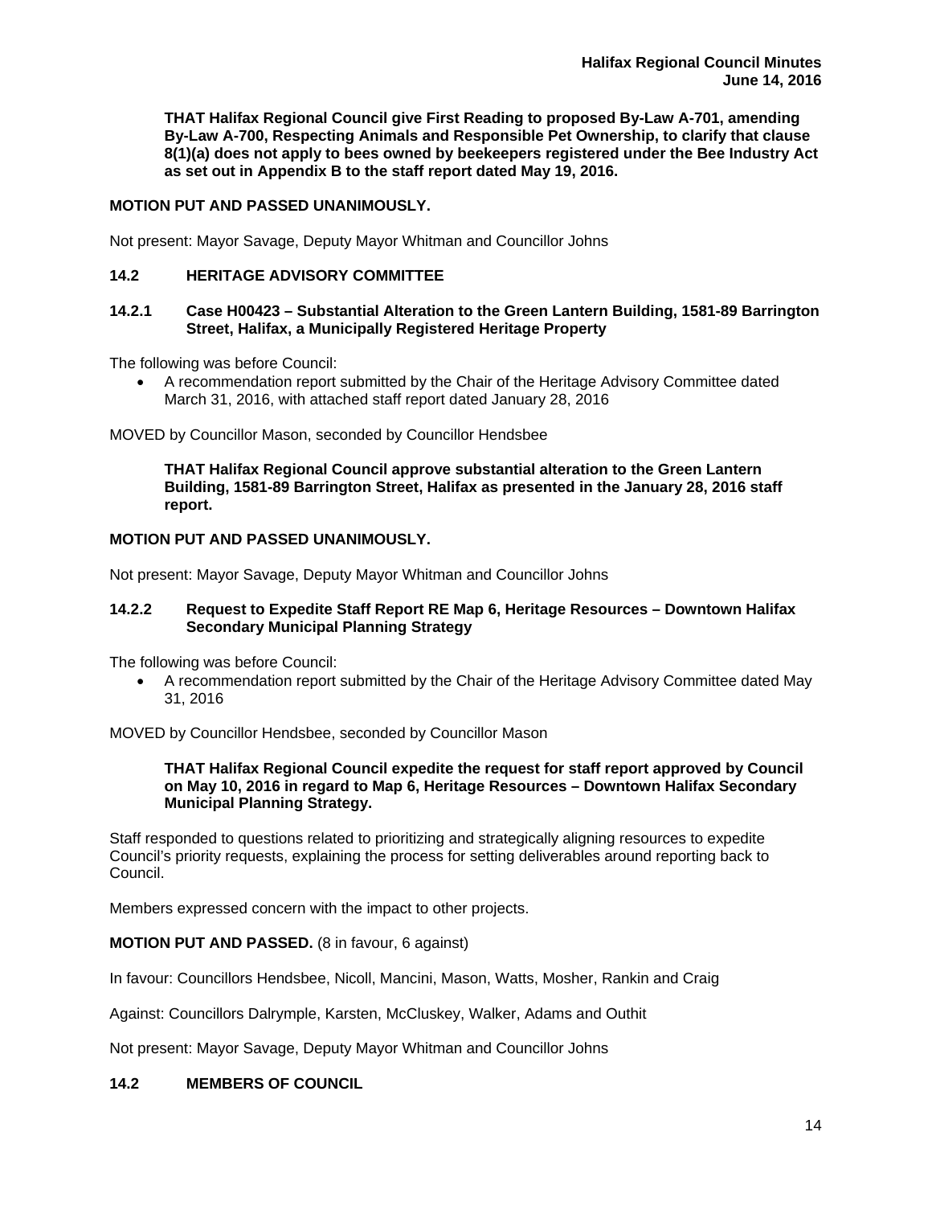**THAT Halifax Regional Council give First Reading to proposed By-Law A-701, amending By-Law A-700, Respecting Animals and Responsible Pet Ownership, to clarify that clause 8(1)(a) does not apply to bees owned by beekeepers registered under the Bee Industry Act as set out in Appendix B to the staff report dated May 19, 2016.**

**MOTION PUT AND PASSED UNANIMOUSLY.**

Not present: Mayor Savage, Deputy Mayor Whitman and Councillor Johns

## 14.2 HERITAGE ADVISORY COMMITTEE

### 14.2.1 Case H00423 – Substantial Alteration to the Green Lantern Building, 1581-89 Barrington Street, Halifax, a Municipally Registered Heritage Property

The following was before Council:

- A recommendation report submitted by the Chair of the Heritage Advisory Committee dated March 31, 2016, with attached staff report dated January 28, 2016

MOVED by Councillor Mason, seconded by Councillor Hendsbee

**THAT Halifax Regional Council approve substantial alteration to the Green Lantern Building, 1581-89 Barrington Street, Halifax as presented in the January 28, 2016 staff report.**

**MOTION PUT AND PASSED UNANIMOUSLY.**

Not present: Mayor Savage, Deputy Mayor Whitman and Councillor Johns

### 14.2.2 Request to Expedite Staff Report RE Map 6, Heritage Resources – Downtown Halifax Secondary Municipal Planning Strategy

The following was before Council:

- A recommendation report submitted by the Chair of the Heritage Advisory Committee dated May 31, 2016

MOVED by Councillor Hendsbee, seconded by Councillor Mason

**THAT Halifax Regional Council expedite the request for staff report approved by Council on May 10, 2016 in regard to Map 6, Heritage Resources – Downtown Halifax Secondary Municipal Planning Strategy.**

Staff responded to questions related to prioritizing and strategically aligning resources to expedite Council's priority requests, explaining the process for setting deliverables around reporting back to Council.

Members expressed concern with the impact to other projects.

**MOTION PUT AND PASSED.** (8 in favour, 6 against)

In favour: Councillors Hendsbee, Nicoll, Mancini, Mason, Watts, Mosher, Rankin and Craig

Against: Councillors Dalrymple, Karsten, McCluskey, Walker, Adams and Outhit

Not present: Mayor Savage, Deputy Mayor Whitman and Councillor Johns

## 14.2 MEMBERS OF COUNCIL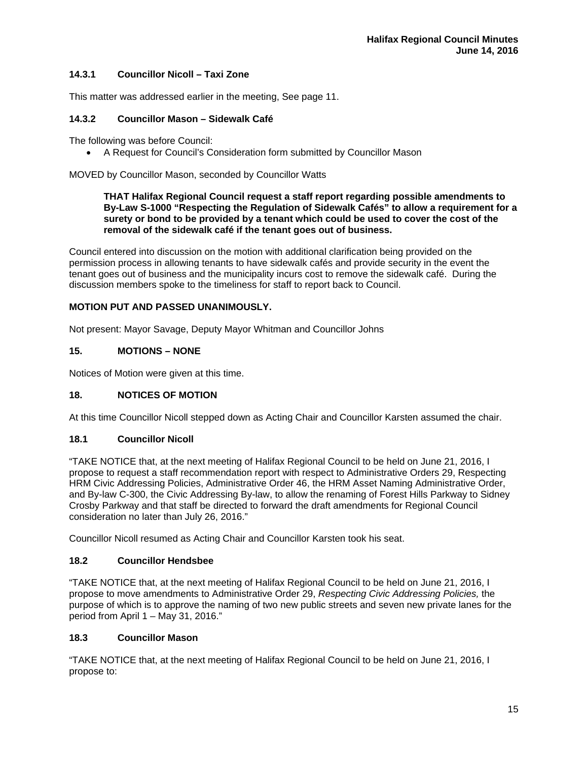### 14.3.1 Councillor Nicoll – Taxi Zone

This matter was addressed earlier in the meeting, See page 11.

### 14.3.2 Councillor Mason – Sidewalk Café

The following was before Council:

- A Request for Council's Consideration form submitted by Councillor Mason

MOVED by Councillor Mason, seconded by Councillor Watts

> **THAT Halifax Regional Council request a staff report regarding possible amendments to By-Law S-1000 "Respecting the Regulation of Sidewalk Cafés" to allow a requirement for a surety or bond to be provided by a tenant which could be used to cover the cost of the removal of the sidewalk café if the tenant goes out of business.**

Council entered into discussion on the motion with additional clarification being provided on the permission process in allowing tenants to have sidewalk cafés and provide security in the event the tenant goes out of business and the municipality incurs cost to remove the sidewalk café. During the discussion members spoke to the timeliness for staff to report back to Council.

**MOTION PUT AND PASSED UNANIMOUSLY.**

Not present: Mayor Savage, Deputy Mayor Whitman and Councillor Johns

## 15. MOTIONS – NONE

Notices of Motion were given at this time.

## 18. NOTICES OF MOTION

At this time Councillor Nicoll stepped down as Acting Chair and Councillor Karsten assumed the chair.

### 18.1 Councillor Nicoll

"TAKE NOTICE that, at the next meeting of Halifax Regional Council to be held on June 21, 2016, I propose to request a staff recommendation report with respect to Administrative Orders 29, Respecting HRM Civic Addressing Policies, Administrative Order 46, the HRM Asset Naming Administrative Order, and By-law C-300, the Civic Addressing By-law, to allow the renaming of Forest Hills Parkway to Sidney Crosby Parkway and that staff be directed to forward the draft amendments for Regional Council consideration no later than July 26, 2016."

Councillor Nicoll resumed as Acting Chair and Councillor Karsten took his seat.

### 18.2 Councillor Hendsbee

"TAKE NOTICE that, at the next meeting of Halifax Regional Council to be held on June 21, 2016, I propose to move amendments to Administrative Order 29, *Respecting Civic Addressing Policies,* the purpose of which is to approve the naming of two new public streets and seven new private lanes for the period from April 1 – May 31, 2016."

### 18.3 Councillor Mason

"TAKE NOTICE that, at the next meeting of Halifax Regional Council to be held on June 21, 2016, I propose to: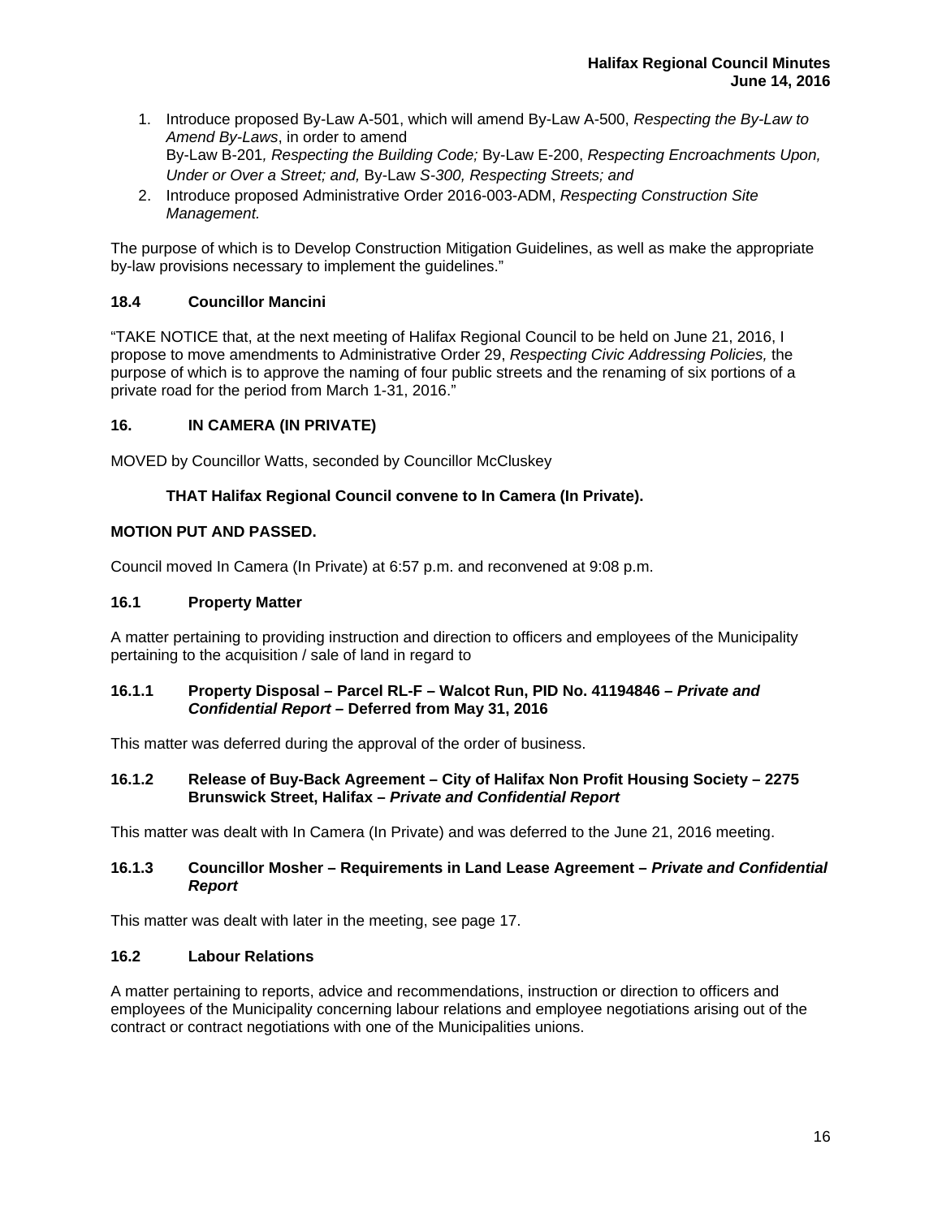1. Introduce proposed By-Law A-501, which will amend By-Law A-500, *Respecting the By-Law to Amend By-Laws*, in order to amend
   By-Law B-201*, Respecting the Building Code;* By-Law E-200, *Respecting Encroachments Upon, Under or Over a Street; and,* By-Law *S-300, Respecting Streets; and*
2. Introduce proposed Administrative Order 2016-003-ADM, *Respecting Construction Site Management.*

The purpose of which is to Develop Construction Mitigation Guidelines, as well as make the appropriate by-law provisions necessary to implement the guidelines."

### 18.4 Councillor Mancini

"TAKE NOTICE that, at the next meeting of Halifax Regional Council to be held on June 21, 2016, I propose to move amendments to Administrative Order 29, *Respecting Civic Addressing Policies,* the purpose of which is to approve the naming of four public streets and the renaming of six portions of a private road for the period from March 1-31, 2016."

## 16. IN CAMERA (IN PRIVATE)

MOVED by Councillor Watts, seconded by Councillor McCluskey

**THAT Halifax Regional Council convene to In Camera (In Private).**

**MOTION PUT AND PASSED.**

Council moved In Camera (In Private) at 6:57 p.m. and reconvened at 9:08 p.m.

### 16.1 Property Matter

A matter pertaining to providing instruction and direction to officers and employees of the Municipality pertaining to the acquisition / sale of land in regard to

#### 16.1.1 Property Disposal – Parcel RL-F – Walcot Run, PID No. 41194846 – *Private and Confidential Report* – Deferred from May 31, 2016

This matter was deferred during the approval of the order of business.

#### 16.1.2 Release of Buy-Back Agreement – City of Halifax Non Profit Housing Society – 2275 Brunswick Street, Halifax – *Private and Confidential Report*

This matter was dealt with In Camera (In Private) and was deferred to the June 21, 2016 meeting.

#### 16.1.3 Councillor Mosher – Requirements in Land Lease Agreement – *Private and Confidential Report*

This matter was dealt with later in the meeting, see page 17.

### 16.2 Labour Relations

A matter pertaining to reports, advice and recommendations, instruction or direction to officers and employees of the Municipality concerning labour relations and employee negotiations arising out of the contract or contract negotiations with one of the Municipalities unions.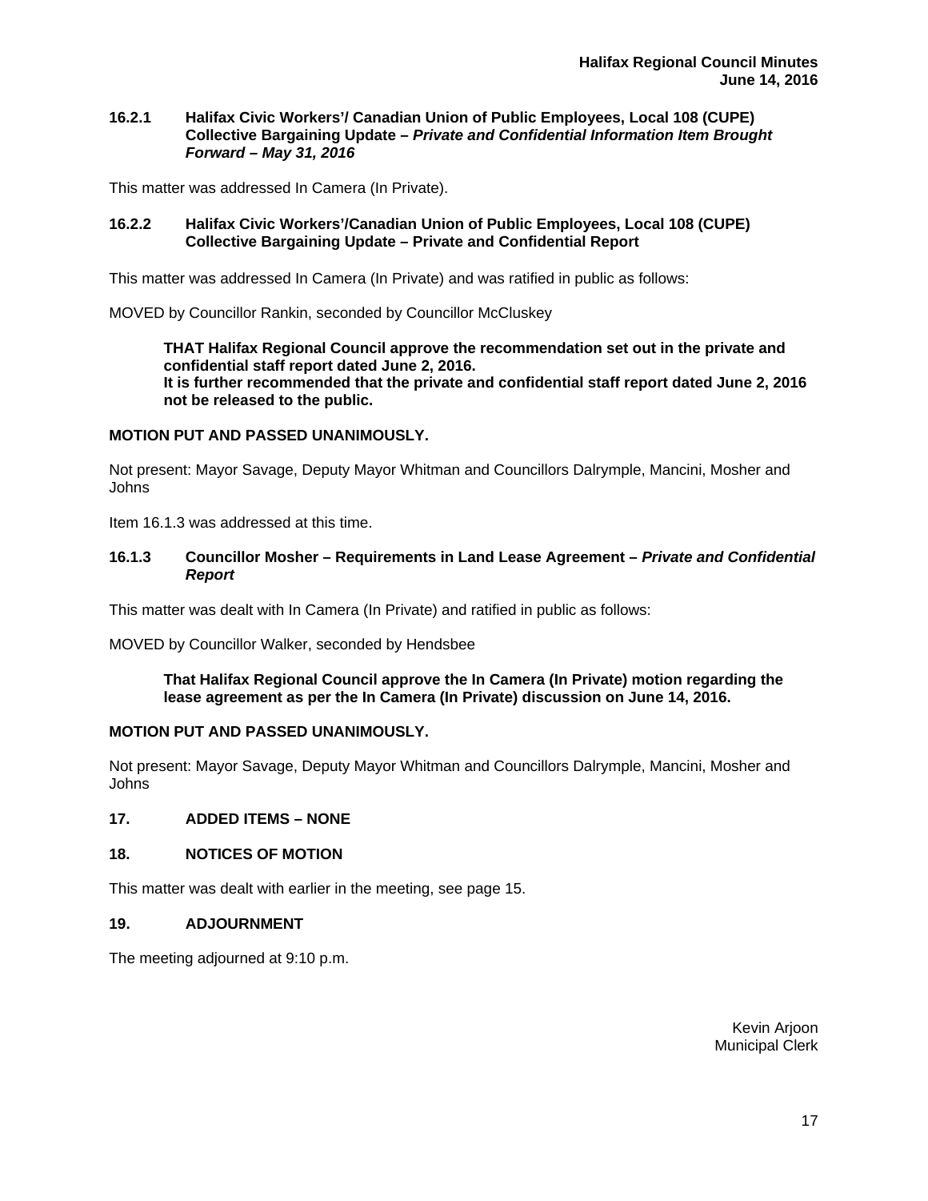### 16.2.1 Halifax Civic Workers'/ Canadian Union of Public Employees, Local 108 (CUPE) Collective Bargaining Update – *Private and Confidential Information Item Brought Forward – May 31, 2016*

This matter was addressed In Camera (In Private).

### 16.2.2 Halifax Civic Workers'/Canadian Union of Public Employees, Local 108 (CUPE) Collective Bargaining Update – Private and Confidential Report

This matter was addressed In Camera (In Private) and was ratified in public as follows:

MOVED by Councillor Rankin, seconded by Councillor McCluskey

> **THAT Halifax Regional Council approve the recommendation set out in the private and confidential staff report dated June 2, 2016.**
> **It is further recommended that the private and confidential staff report dated June 2, 2016 not be released to the public.**

**MOTION PUT AND PASSED UNANIMOUSLY.**

Not present: Mayor Savage, Deputy Mayor Whitman and Councillors Dalrymple, Mancini, Mosher and Johns

Item 16.1.3 was addressed at this time.

### 16.1.3 Councillor Mosher – Requirements in Land Lease Agreement – *Private and Confidential Report*

This matter was dealt with In Camera (In Private) and ratified in public as follows:

MOVED by Councillor Walker, seconded by Hendsbee

> **That Halifax Regional Council approve the In Camera (In Private) motion regarding the lease agreement as per the In Camera (In Private) discussion on June 14, 2016.**

**MOTION PUT AND PASSED UNANIMOUSLY.**

Not present: Mayor Savage, Deputy Mayor Whitman and Councillors Dalrymple, Mancini, Mosher and Johns

## 17. ADDED ITEMS – NONE

## 18. NOTICES OF MOTION

This matter was dealt with earlier in the meeting, see page 15.

## 19. ADJOURNMENT

The meeting adjourned at 9:10 p.m.

Kevin Arjoon
Municipal Clerk